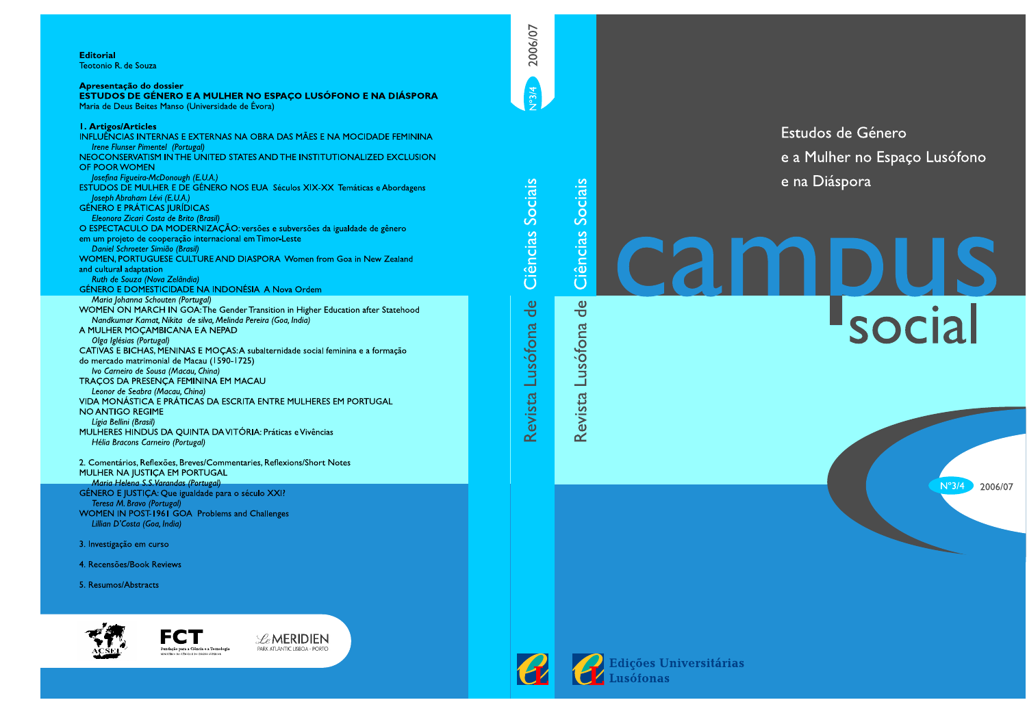# campus social

## Revista Lusófona de Ciências Sociais

Estudos de Género e a Mulher no Espaço Lusófono e na Diáspora

Nº3/4 2006/07

Edições Universitárias Lusófonas

---

**Editorial**
Teotonio R. de Souza

**Apresentação do dossier**
**ESTUDOS DE GÉNERO E A MULHER NO ESPAÇO LUSÓFONO E NA DIÁSPORA**
Maria de Deus Beites Manso (Universidade de Évora)

**1. Artigos/Articles**

INFLUÊNCIAS INTERNAS E EXTERNAS NA OBRA DAS MÃES E NA MOCIDADE FEMININA
*Irene Flunser Pimentel (Portugal)*

NEOCONSERVATISM IN THE UNITED STATES AND THE INSTITUTIONALIZED EXCLUSION OF POOR WOMEN
*Josefina Figueira-McDonough (E.U.A.)*

ESTUDOS DE MULHER E DE GÉNERO NOS EUA Séculos XIX-XX Temáticas e Abordagens
*Joseph Abraham Lévi (E.U.A.)*

GÉNERO E PRÁTICAS JURÍDICAS
*Eleonora Zicari Costa de Brito (Brasil)*

O ESPECTACULO DA MODERNIZAÇÃO: versões e subversões da igualdade de gênero em um projeto de cooperação internacional em Timor-Leste
*Daniel Schroeter Simião (Brasil)*

WOMEN, PORTUGUESE CULTURE AND DIASPORA Women from Goa in New Zealand and cultural adaptation
*Ruth de Souza (Nova Zelândia)*

GÉNERO E DOMESTICIDADE NA INDONÉSIA A Nova Ordem
*Maria Johanna Schouten (Portugal)*

WOMEN ON MARCH IN GOA: The Gender Transition in Higher Education after Statehood
*Nandkumar Kamat, Nikita de silva, Melinda Pereira (Goa, India)*

A MULHER MOÇAMBICANA E A NEPAD
*Olga Iglésias (Portugal)*

CATIVAS E BICHAS, MENINAS E MOÇAS: A subalternidade social feminina e a formação do mercado matrimonial de Macau (1590-1725)
*Ivo Carneiro de Sousa (Macau, China)*

TRAÇOS DA PRESENÇA FEMININA EM MACAU
*Leonor de Seabra (Macau, China)*

VIDA MONÁSTICA E PRÁTICAS DA ESCRITA ENTRE MULHERES EM PORTUGAL NO ANTIGO REGIME
*Lígia Bellini (Brasil)*

MULHERES HINDUS DA QUINTA DA VITÓRIA: Práticas e Vivências
*Hélia Bracons Carneiro (Portugal)*

2. Comentários, Reflexões, Breves/Commentaries, Reflexions/Short Notes

MULHER NA JUSTIÇA EM PORTUGAL
*Maria Helena S.S. Varandas (Portugal)*

GÉNERO E JUSTIÇA: Que igualdade para o século XXI?
*Teresa M. Bravo (Portugal)*

WOMEN IN POST-1961 GOA Problems and Challenges
*Lillian D'Costa (Goa, India)*

3. Investigação em curso

4. Recensões/Book Reviews

5. Resumos/Abstracts

ACSEL · FCT Fundação para a Ciência e a Tecnologia · Le MERIDIEN Park Atlantic Lisboa - Porto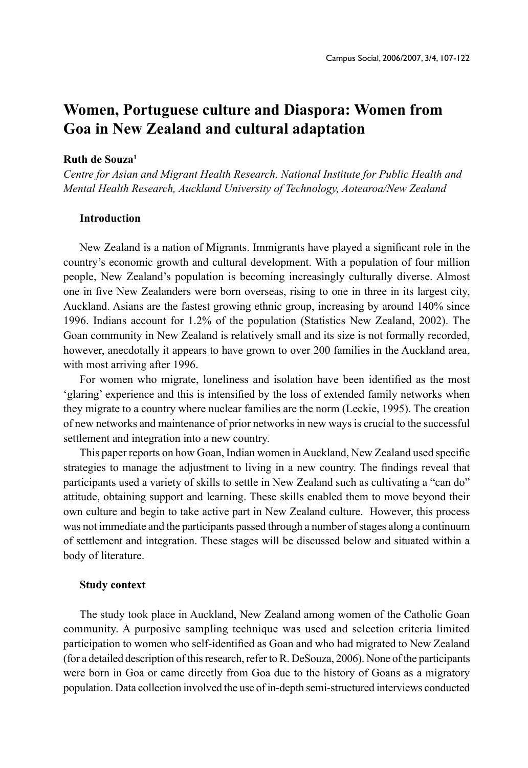# Women, Portuguese culture and Diaspora: Women from Goa in New Zealand and cultural adaptation

**Ruth de Souza**[1]

*Centre for Asian and Migrant Health Research, National Institute for Public Health and Mental Health Research, Auckland University of Technology, Aotearoa/New Zealand*

### Introduction

New Zealand is a nation of Migrants. Immigrants have played a significant role in the country's economic growth and cultural development. With a population of four million people, New Zealand's population is becoming increasingly culturally diverse. Almost one in five New Zealanders were born overseas, rising to one in three in its largest city, Auckland. Asians are the fastest growing ethnic group, increasing by around 140% since 1996. Indians account for 1.2% of the population (Statistics New Zealand, 2002). The Goan community in New Zealand is relatively small and its size is not formally recorded, however, anecdotally it appears to have grown to over 200 families in the Auckland area, with most arriving after 1996.

For women who migrate, loneliness and isolation have been identified as the most 'glaring' experience and this is intensified by the loss of extended family networks when they migrate to a country where nuclear families are the norm (Leckie, 1995). The creation of new networks and maintenance of prior networks in new ways is crucial to the successful settlement and integration into a new country.

This paper reports on how Goan, Indian women in Auckland, New Zealand used specific strategies to manage the adjustment to living in a new country. The findings reveal that participants used a variety of skills to settle in New Zealand such as cultivating a "can do" attitude, obtaining support and learning. These skills enabled them to move beyond their own culture and begin to take active part in New Zealand culture. However, this process was not immediate and the participants passed through a number of stages along a continuum of settlement and integration. These stages will be discussed below and situated within a body of literature.

### Study context

The study took place in Auckland, New Zealand among women of the Catholic Goan community. A purposive sampling technique was used and selection criteria limited participation to women who self-identified as Goan and who had migrated to New Zealand (for a detailed description of this research, refer to R. DeSouza, 2006). None of the participants were born in Goa or came directly from Goa due to the history of Goans as a migratory population. Data collection involved the use of in-depth semi-structured interviews conducted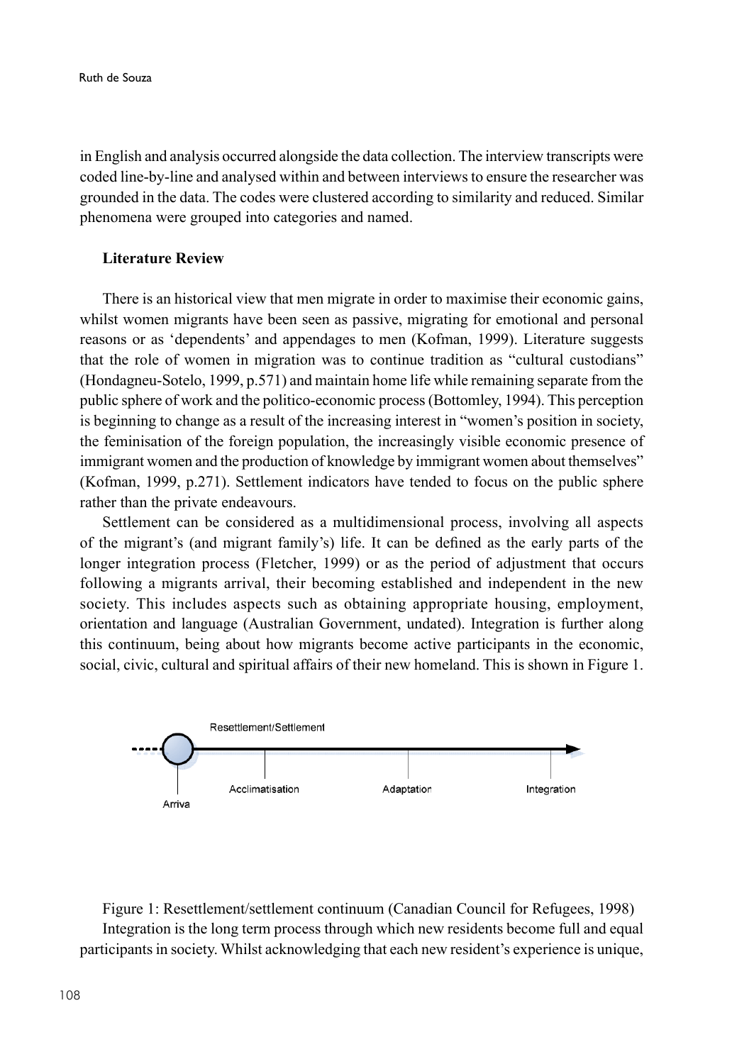in English and analysis occurred alongside the data collection. The interview transcripts were coded line-by-line and analysed within and between interviews to ensure the researcher was grounded in the data. The codes were clustered according to similarity and reduced. Similar phenomena were grouped into categories and named.

## Literature Review

There is an historical view that men migrate in order to maximise their economic gains, whilst women migrants have been seen as passive, migrating for emotional and personal reasons or as 'dependents' and appendages to men (Kofman, 1999). Literature suggests that the role of women in migration was to continue tradition as "cultural custodians" (Hondagneu-Sotelo, 1999, p.571) and maintain home life while remaining separate from the public sphere of work and the politico-economic process (Bottomley, 1994). This perception is beginning to change as a result of the increasing interest in "women's position in society, the feminisation of the foreign population, the increasingly visible economic presence of immigrant women and the production of knowledge by immigrant women about themselves" (Kofman, 1999, p.271). Settlement indicators have tended to focus on the public sphere rather than the private endeavours.

Settlement can be considered as a multidimensional process, involving all aspects of the migrant's (and migrant family's) life. It can be defined as the early parts of the longer integration process (Fletcher, 1999) or as the period of adjustment that occurs following a migrants arrival, their becoming established and independent in the new society. This includes aspects such as obtaining appropriate housing, employment, orientation and language (Australian Government, undated). Integration is further along this continuum, being about how migrants become active participants in the economic, social, civic, cultural and spiritual affairs of their new homeland. This is shown in Figure 1.

Resettlement/Settlement

Arriva — Acclimatisation — Adaptation — Integration

Figure 1: Resettlement/settlement continuum (Canadian Council for Refugees, 1998)

Integration is the long term process through which new residents become full and equal participants in society. Whilst acknowledging that each new resident's experience is unique,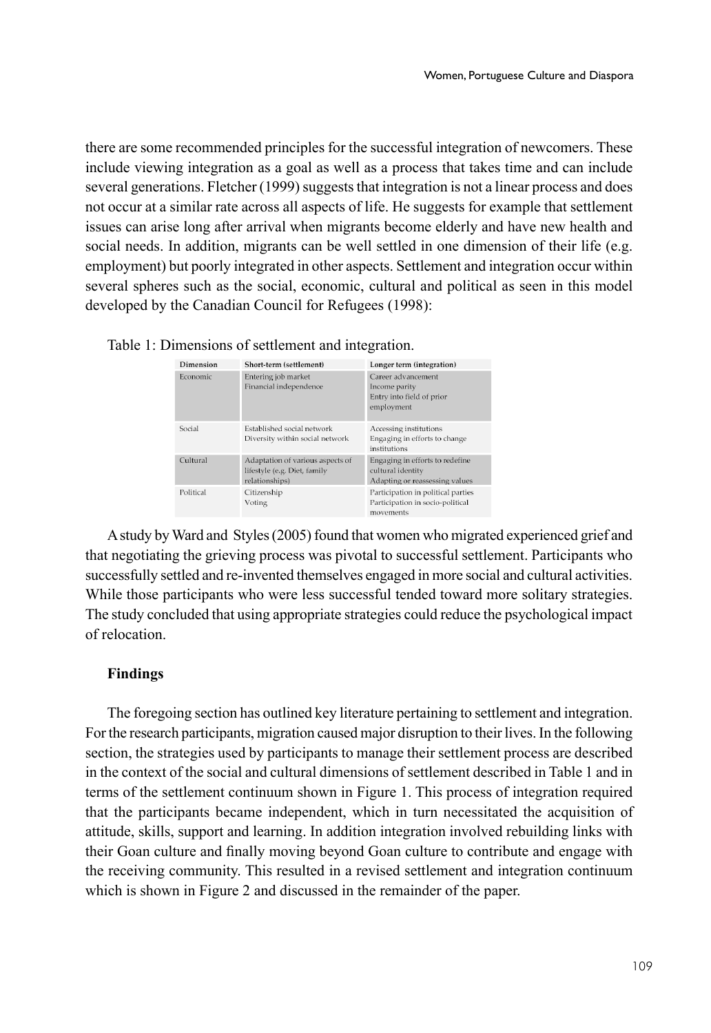there are some recommended principles for the successful integration of newcomers. These include viewing integration as a goal as well as a process that takes time and can include several generations. Fletcher (1999) suggests that integration is not a linear process and does not occur at a similar rate across all aspects of life. He suggests for example that settlement issues can arise long after arrival when migrants become elderly and have new health and social needs. In addition, migrants can be well settled in one dimension of their life (e.g. employment) but poorly integrated in other aspects. Settlement and integration occur within several spheres such as the social, economic, cultural and political as seen in this model developed by the Canadian Council for Refugees (1998):

Table 1: Dimensions of settlement and integration.

| Dimension | Short-term (settlement) | Longer term (integration) |
|---|---|---|
| Economic | Entering job market<br>Financial independence | Career advancement<br>Income parity<br>Entry into field of prior employment |
| Social | Established social network<br>Diversity within social network | Accessing institutions<br>Engaging in efforts to change institutions |
| Cultural | Adaptation of various aspects of lifestyle (e.g. Diet, family relationships) | Engaging in efforts to redefine cultural identity<br>Adapting or reassessing values |
| Political | Citizenship<br>Voting | Participation in political parties<br>Participation in socio-political movements |

A study by Ward and Styles (2005) found that women who migrated experienced grief and that negotiating the grieving process was pivotal to successful settlement. Participants who successfully settled and re-invented themselves engaged in more social and cultural activities. While those participants who were less successful tended toward more solitary strategies. The study concluded that using appropriate strategies could reduce the psychological impact of relocation.

**Findings**

The foregoing section has outlined key literature pertaining to settlement and integration. For the research participants, migration caused major disruption to their lives. In the following section, the strategies used by participants to manage their settlement process are described in the context of the social and cultural dimensions of settlement described in Table 1 and in terms of the settlement continuum shown in Figure 1. This process of integration required that the participants became independent, which in turn necessitated the acquisition of attitude, skills, support and learning. In addition integration involved rebuilding links with their Goan culture and finally moving beyond Goan culture to contribute and engage with the receiving community. This resulted in a revised settlement and integration continuum which is shown in Figure 2 and discussed in the remainder of the paper.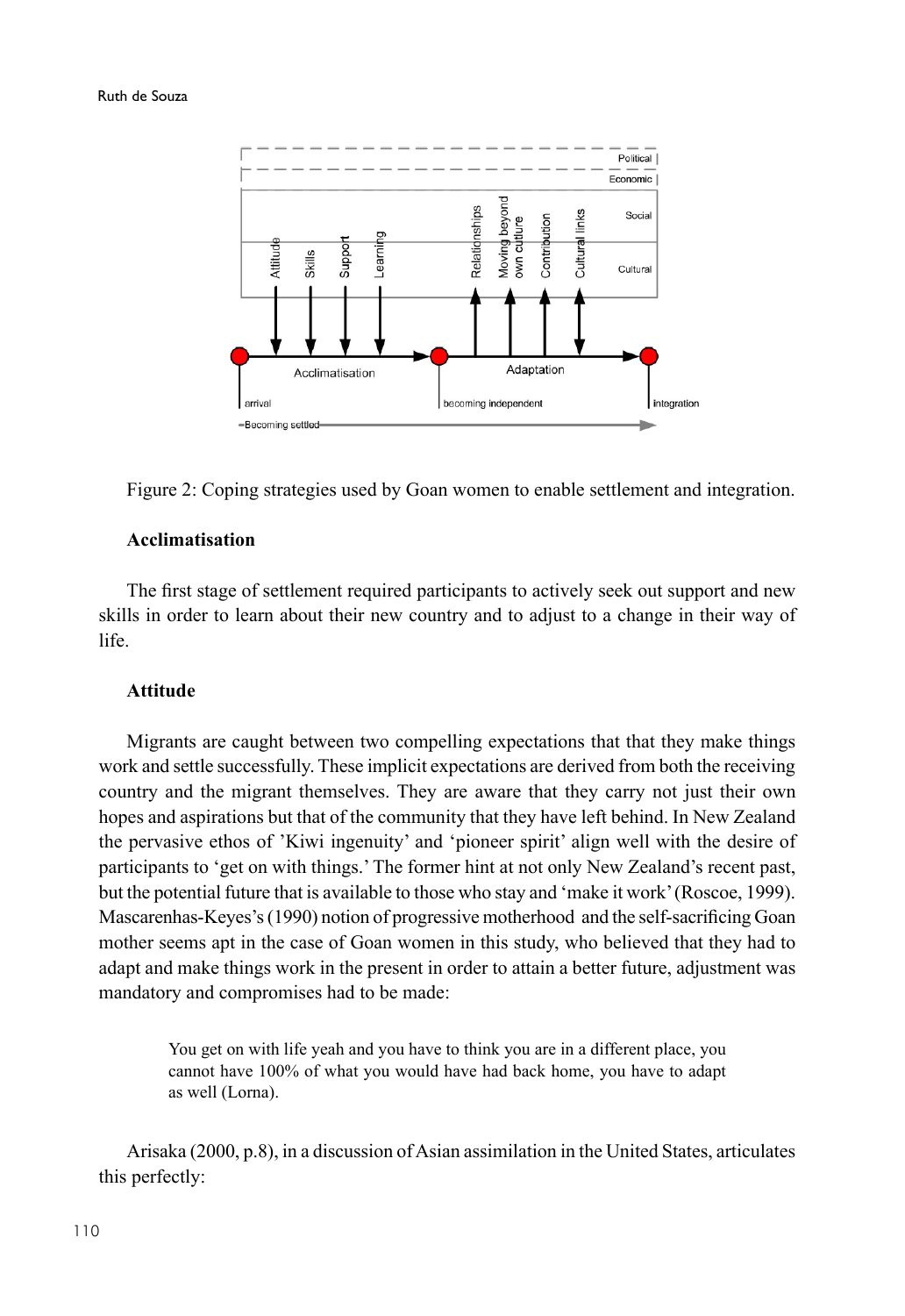Figure 2: Coping strategies used by Goan women to enable settlement and integration.

**Acclimatisation**

The first stage of settlement required participants to actively seek out support and new skills in order to learn about their new country and to adjust to a change in their way of life.

**Attitude**

Migrants are caught between two compelling expectations that that they make things work and settle successfully. These implicit expectations are derived from both the receiving country and the migrant themselves. They are aware that they carry not just their own hopes and aspirations but that of the community that they have left behind. In New Zealand the pervasive ethos of 'Kiwi ingenuity' and 'pioneer spirit' align well with the desire of participants to 'get on with things.' The former hint at not only New Zealand's recent past, but the potential future that is available to those who stay and 'make it work' (Roscoe, 1999). Mascarenhas-Keyes's (1990) notion of progressive motherhood and the self-sacrificing Goan mother seems apt in the case of Goan women in this study, who believed that they had to adapt and make things work in the present in order to attain a better future, adjustment was mandatory and compromises had to be made:

> You get on with life yeah and you have to think you are in a different place, you cannot have 100% of what you would have had back home, you have to adapt as well (Lorna).

Arisaka (2000, p.8), in a discussion of Asian assimilation in the United States, articulates this perfectly: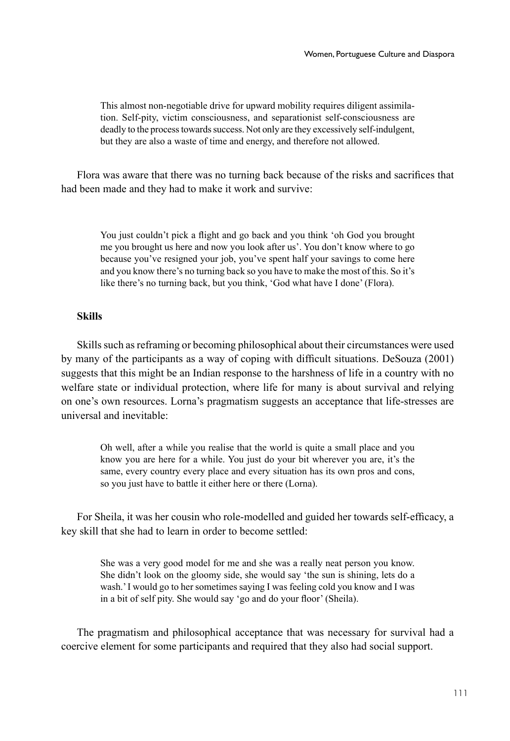> This almost non-negotiable drive for upward mobility requires diligent assimilation. Self-pity, victim consciousness, and separationist self-consciousness are deadly to the process towards success. Not only are they excessively self-indulgent, but they are also a waste of time and energy, and therefore not allowed.

Flora was aware that there was no turning back because of the risks and sacrifices that had been made and they had to make it work and survive:

> You just couldn't pick a flight and go back and you think 'oh God you brought me you brought us here and now you look after us'. You don't know where to go because you've resigned your job, you've spent half your savings to come here and you know there's no turning back so you have to make the most of this. So it's like there's no turning back, but you think, 'God what have I done' (Flora).

**Skills**

Skills such as reframing or becoming philosophical about their circumstances were used by many of the participants as a way of coping with difficult situations. DeSouza (2001) suggests that this might be an Indian response to the harshness of life in a country with no welfare state or individual protection, where life for many is about survival and relying on one's own resources. Lorna's pragmatism suggests an acceptance that life-stresses are universal and inevitable:

> Oh well, after a while you realise that the world is quite a small place and you know you are here for a while. You just do your bit wherever you are, it's the same, every country every place and every situation has its own pros and cons, so you just have to battle it either here or there (Lorna).

For Sheila, it was her cousin who role-modelled and guided her towards self-efficacy, a key skill that she had to learn in order to become settled:

> She was a very good model for me and she was a really neat person you know. She didn't look on the gloomy side, she would say 'the sun is shining, lets do a wash.' I would go to her sometimes saying I was feeling cold you know and I was in a bit of self pity. She would say 'go and do your floor' (Sheila).

The pragmatism and philosophical acceptance that was necessary for survival had a coercive element for some participants and required that they also had social support.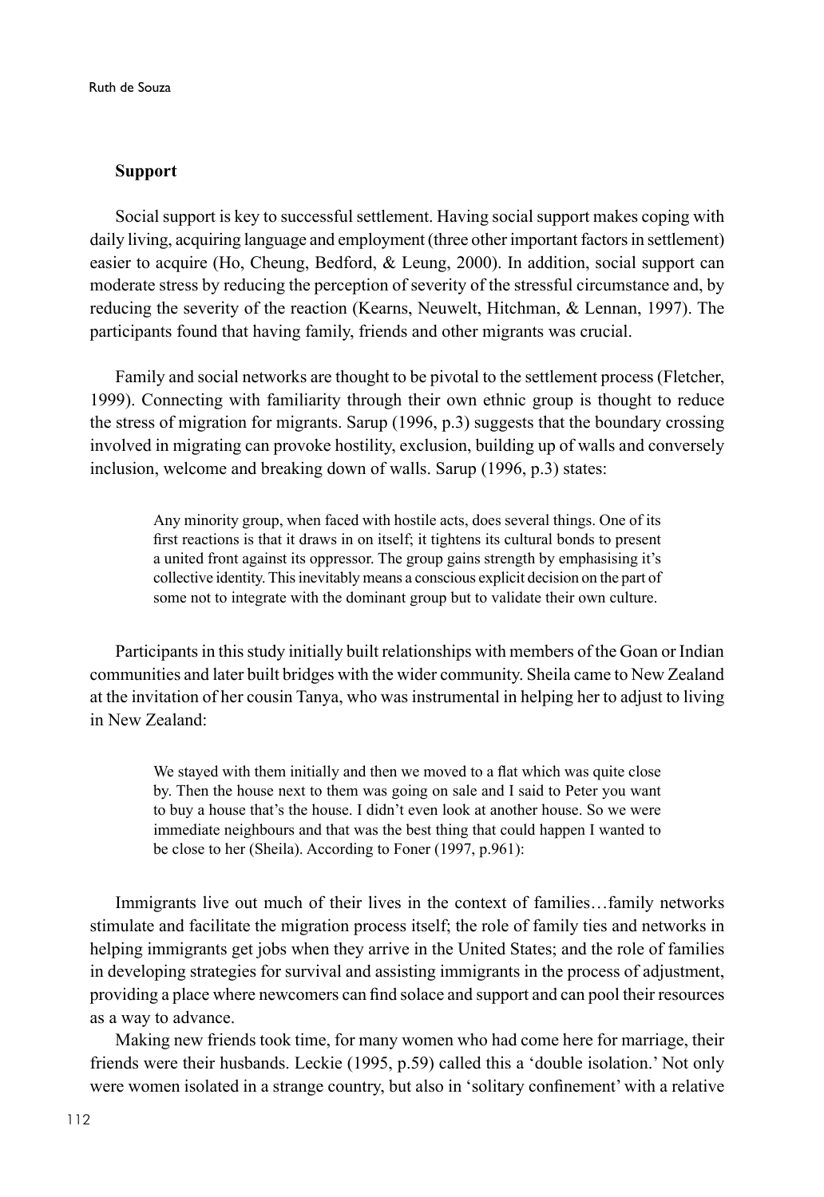### Support

Social support is key to successful settlement. Having social support makes coping with daily living, acquiring language and employment (three other important factors in settlement) easier to acquire (Ho, Cheung, Bedford, & Leung, 2000). In addition, social support can moderate stress by reducing the perception of severity of the stressful circumstance and, by reducing the severity of the reaction (Kearns, Neuwelt, Hitchman, & Lennan, 1997). The participants found that having family, friends and other migrants was crucial.

Family and social networks are thought to be pivotal to the settlement process (Fletcher, 1999). Connecting with familiarity through their own ethnic group is thought to reduce the stress of migration for migrants. Sarup (1996, p.3) suggests that the boundary crossing involved in migrating can provoke hostility, exclusion, building up of walls and conversely inclusion, welcome and breaking down of walls. Sarup (1996, p.3) states:

> Any minority group, when faced with hostile acts, does several things. One of its first reactions is that it draws in on itself; it tightens its cultural bonds to present a united front against its oppressor. The group gains strength by emphasising it's collective identity. This inevitably means a conscious explicit decision on the part of some not to integrate with the dominant group but to validate their own culture.

Participants in this study initially built relationships with members of the Goan or Indian communities and later built bridges with the wider community. Sheila came to New Zealand at the invitation of her cousin Tanya, who was instrumental in helping her to adjust to living in New Zealand:

> We stayed with them initially and then we moved to a flat which was quite close by. Then the house next to them was going on sale and I said to Peter you want to buy a house that's the house. I didn't even look at another house. So we were immediate neighbours and that was the best thing that could happen I wanted to be close to her (Sheila). According to Foner (1997, p.961):

Immigrants live out much of their lives in the context of families…family networks stimulate and facilitate the migration process itself; the role of family ties and networks in helping immigrants get jobs when they arrive in the United States; and the role of families in developing strategies for survival and assisting immigrants in the process of adjustment, providing a place where newcomers can find solace and support and can pool their resources as a way to advance.

Making new friends took time, for many women who had come here for marriage, their friends were their husbands. Leckie (1995, p.59) called this a 'double isolation.' Not only were women isolated in a strange country, but also in 'solitary confinement' with a relative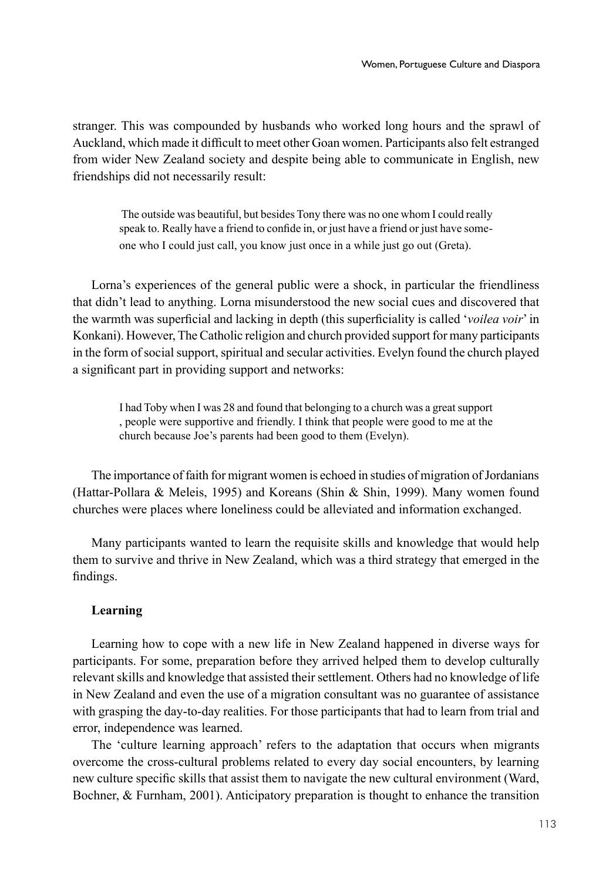stranger. This was compounded by husbands who worked long hours and the sprawl of Auckland, which made it difficult to meet other Goan women. Participants also felt estranged from wider New Zealand society and despite being able to communicate in English, new friendships did not necessarily result:

> The outside was beautiful, but besides Tony there was no one whom I could really speak to. Really have a friend to confide in, or just have a friend or just have someone who I could just call, you know just once in a while just go out (Greta).

Lorna's experiences of the general public were a shock, in particular the friendliness that didn't lead to anything. Lorna misunderstood the new social cues and discovered that the warmth was superficial and lacking in depth (this superficiality is called '*voilea voir*' in Konkani). However, The Catholic religion and church provided support for many participants in the form of social support, spiritual and secular activities. Evelyn found the church played a significant part in providing support and networks:

> I had Toby when I was 28 and found that belonging to a church was a great support , people were supportive and friendly. I think that people were good to me at the church because Joe's parents had been good to them (Evelyn).

The importance of faith for migrant women is echoed in studies of migration of Jordanians (Hattar-Pollara & Meleis, 1995) and Koreans (Shin & Shin, 1999). Many women found churches were places where loneliness could be alleviated and information exchanged.

Many participants wanted to learn the requisite skills and knowledge that would help them to survive and thrive in New Zealand, which was a third strategy that emerged in the findings.

**Learning**

Learning how to cope with a new life in New Zealand happened in diverse ways for participants. For some, preparation before they arrived helped them to develop culturally relevant skills and knowledge that assisted their settlement. Others had no knowledge of life in New Zealand and even the use of a migration consultant was no guarantee of assistance with grasping the day-to-day realities. For those participants that had to learn from trial and error, independence was learned.

The 'culture learning approach' refers to the adaptation that occurs when migrants overcome the cross-cultural problems related to every day social encounters, by learning new culture specific skills that assist them to navigate the new cultural environment (Ward, Bochner, & Furnham, 2001). Anticipatory preparation is thought to enhance the transition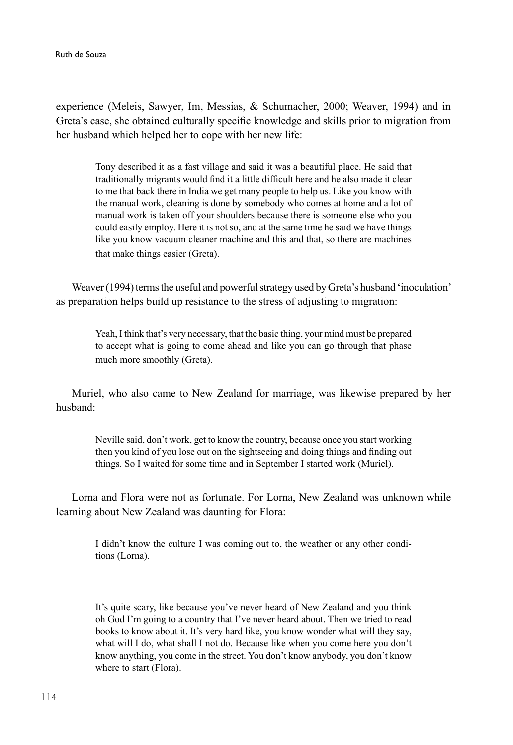experience (Meleis, Sawyer, Im, Messias, & Schumacher, 2000; Weaver, 1994) and in Greta's case, she obtained culturally specific knowledge and skills prior to migration from her husband which helped her to cope with her new life:

> Tony described it as a fast village and said it was a beautiful place. He said that traditionally migrants would find it a little difficult here and he also made it clear to me that back there in India we get many people to help us. Like you know with the manual work, cleaning is done by somebody who comes at home and a lot of manual work is taken off your shoulders because there is someone else who you could easily employ. Here it is not so, and at the same time he said we have things like you know vacuum cleaner machine and this and that, so there are machines that make things easier (Greta).

Weaver (1994) terms the useful and powerful strategy used by Greta's husband 'inoculation' as preparation helps build up resistance to the stress of adjusting to migration:

> Yeah, I think that's very necessary, that the basic thing, your mind must be prepared to accept what is going to come ahead and like you can go through that phase much more smoothly (Greta).

Muriel, who also came to New Zealand for marriage, was likewise prepared by her husband:

> Neville said, don't work, get to know the country, because once you start working then you kind of you lose out on the sightseeing and doing things and finding out things. So I waited for some time and in September I started work (Muriel).

Lorna and Flora were not as fortunate. For Lorna, New Zealand was unknown while learning about New Zealand was daunting for Flora:

> I didn't know the culture I was coming out to, the weather or any other conditions (Lorna).

> It's quite scary, like because you've never heard of New Zealand and you think oh God I'm going to a country that I've never heard about. Then we tried to read books to know about it. It's very hard like, you know wonder what will they say, what will I do, what shall I not do. Because like when you come here you don't know anything, you come in the street. You don't know anybody, you don't know where to start (Flora).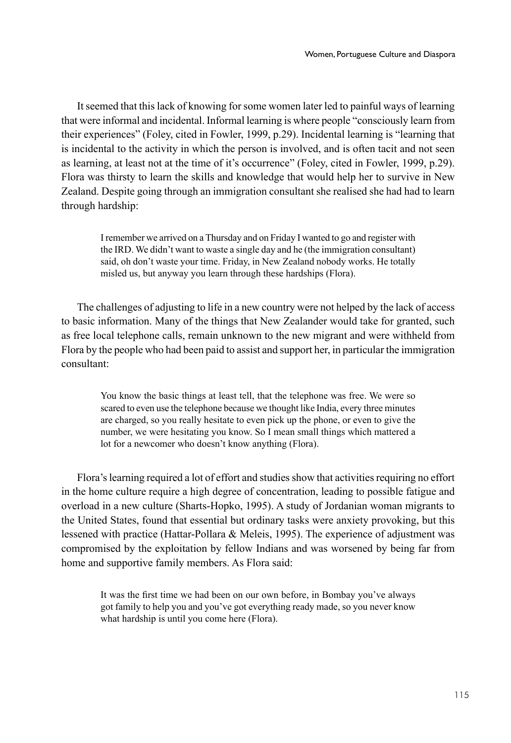It seemed that this lack of knowing for some women later led to painful ways of learning that were informal and incidental. Informal learning is where people "consciously learn from their experiences" (Foley, cited in Fowler, 1999, p.29). Incidental learning is "learning that is incidental to the activity in which the person is involved, and is often tacit and not seen as learning, at least not at the time of it's occurrence" (Foley, cited in Fowler, 1999, p.29). Flora was thirsty to learn the skills and knowledge that would help her to survive in New Zealand. Despite going through an immigration consultant she realised she had had to learn through hardship:

> I remember we arrived on a Thursday and on Friday I wanted to go and register with the IRD. We didn't want to waste a single day and he (the immigration consultant) said, oh don't waste your time. Friday, in New Zealand nobody works. He totally misled us, but anyway you learn through these hardships (Flora).

The challenges of adjusting to life in a new country were not helped by the lack of access to basic information. Many of the things that New Zealander would take for granted, such as free local telephone calls, remain unknown to the new migrant and were withheld from Flora by the people who had been paid to assist and support her, in particular the immigration consultant:

> You know the basic things at least tell, that the telephone was free. We were so scared to even use the telephone because we thought like India, every three minutes are charged, so you really hesitate to even pick up the phone, or even to give the number, we were hesitating you know. So I mean small things which mattered a lot for a newcomer who doesn't know anything (Flora).

Flora's learning required a lot of effort and studies show that activities requiring no effort in the home culture require a high degree of concentration, leading to possible fatigue and overload in a new culture (Sharts-Hopko, 1995). A study of Jordanian woman migrants to the United States, found that essential but ordinary tasks were anxiety provoking, but this lessened with practice (Hattar-Pollara & Meleis, 1995). The experience of adjustment was compromised by the exploitation by fellow Indians and was worsened by being far from home and supportive family members. As Flora said:

> It was the first time we had been on our own before, in Bombay you've always got family to help you and you've got everything ready made, so you never know what hardship is until you come here (Flora).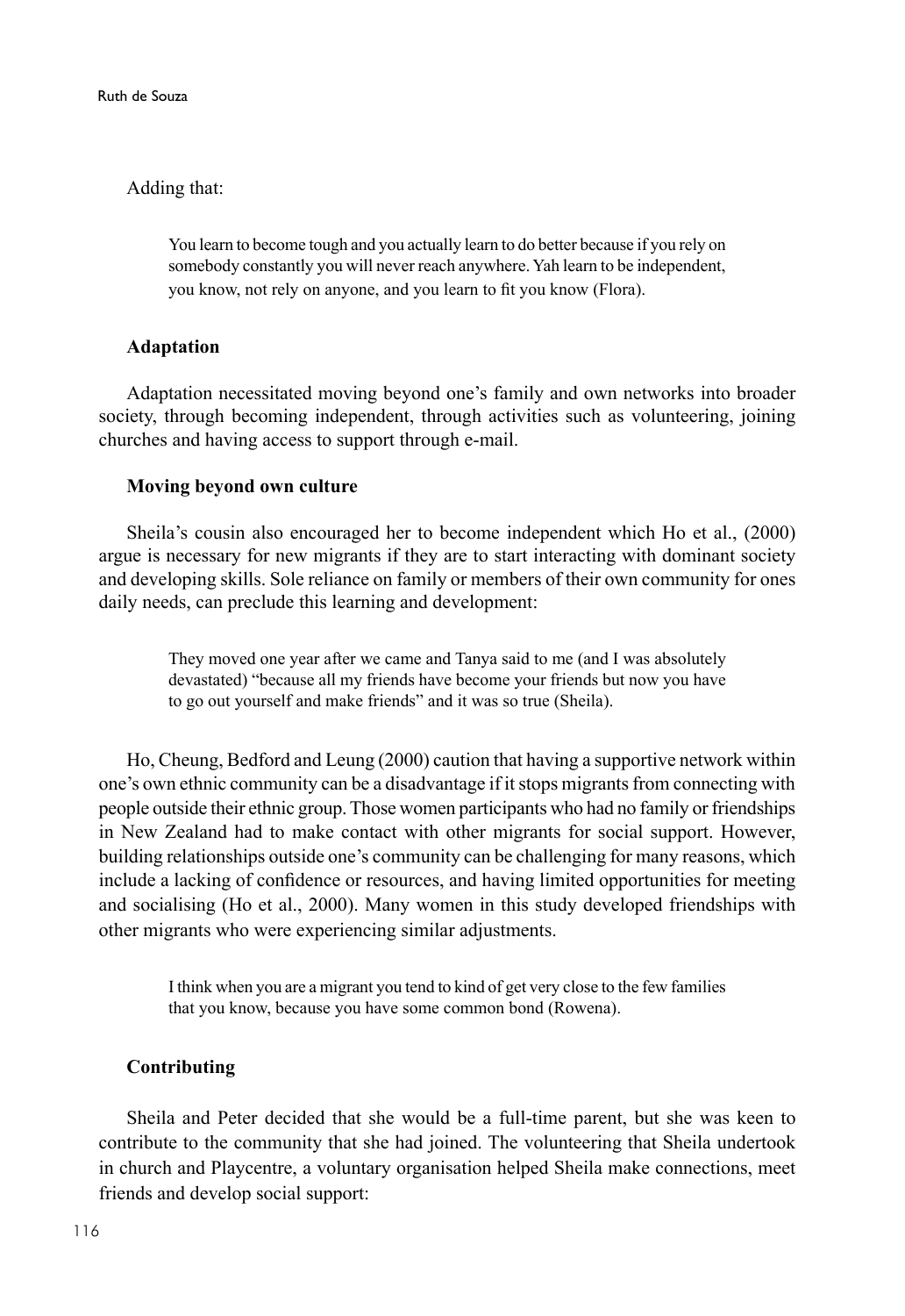Adding that:

> You learn to become tough and you actually learn to do better because if you rely on somebody constantly you will never reach anywhere. Yah learn to be independent, you know, not rely on anyone, and you learn to fit you know (Flora).

### Adaptation

Adaptation necessitated moving beyond one's family and own networks into broader society, through becoming independent, through activities such as volunteering, joining churches and having access to support through e-mail.

### Moving beyond own culture

Sheila's cousin also encouraged her to become independent which Ho et al., (2000) argue is necessary for new migrants if they are to start interacting with dominant society and developing skills. Sole reliance on family or members of their own community for ones daily needs, can preclude this learning and development:

> They moved one year after we came and Tanya said to me (and I was absolutely devastated) "because all my friends have become your friends but now you have to go out yourself and make friends" and it was so true (Sheila).

Ho, Cheung, Bedford and Leung (2000) caution that having a supportive network within one's own ethnic community can be a disadvantage if it stops migrants from connecting with people outside their ethnic group. Those women participants who had no family or friendships in New Zealand had to make contact with other migrants for social support. However, building relationships outside one's community can be challenging for many reasons, which include a lacking of confidence or resources, and having limited opportunities for meeting and socialising (Ho et al., 2000). Many women in this study developed friendships with other migrants who were experiencing similar adjustments.

> I think when you are a migrant you tend to kind of get very close to the few families that you know, because you have some common bond (Rowena).

### Contributing

Sheila and Peter decided that she would be a full-time parent, but she was keen to contribute to the community that she had joined. The volunteering that Sheila undertook in church and Playcentre, a voluntary organisation helped Sheila make connections, meet friends and develop social support: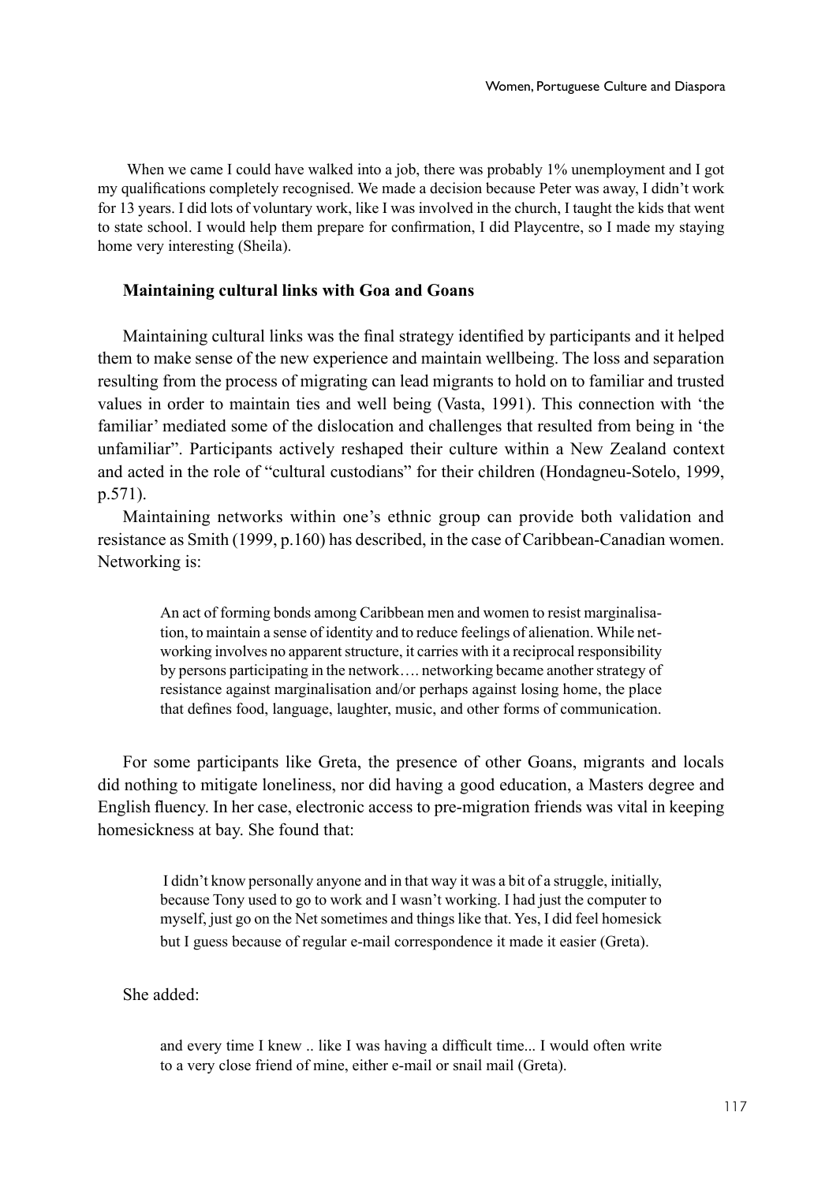When we came I could have walked into a job, there was probably 1% unemployment and I got my qualifications completely recognised. We made a decision because Peter was away, I didn't work for 13 years. I did lots of voluntary work, like I was involved in the church, I taught the kids that went to state school. I would help them prepare for confirmation, I did Playcentre, so I made my staying home very interesting (Sheila).

### Maintaining cultural links with Goa and Goans

Maintaining cultural links was the final strategy identified by participants and it helped them to make sense of the new experience and maintain wellbeing. The loss and separation resulting from the process of migrating can lead migrants to hold on to familiar and trusted values in order to maintain ties and well being (Vasta, 1991). This connection with 'the familiar' mediated some of the dislocation and challenges that resulted from being in 'the unfamiliar". Participants actively reshaped their culture within a New Zealand context and acted in the role of "cultural custodians" for their children (Hondagneu-Sotelo, 1999, p.571).

Maintaining networks within one's ethnic group can provide both validation and resistance as Smith (1999, p.160) has described, in the case of Caribbean-Canadian women. Networking is:

> An act of forming bonds among Caribbean men and women to resist marginalisation, to maintain a sense of identity and to reduce feelings of alienation. While networking involves no apparent structure, it carries with it a reciprocal responsibility by persons participating in the network…. networking became another strategy of resistance against marginalisation and/or perhaps against losing home, the place that defines food, language, laughter, music, and other forms of communication.

For some participants like Greta, the presence of other Goans, migrants and locals did nothing to mitigate loneliness, nor did having a good education, a Masters degree and English fluency. In her case, electronic access to pre-migration friends was vital in keeping homesickness at bay. She found that:

> I didn't know personally anyone and in that way it was a bit of a struggle, initially, because Tony used to go to work and I wasn't working. I had just the computer to myself, just go on the Net sometimes and things like that. Yes, I did feel homesick but I guess because of regular e-mail correspondence it made it easier (Greta).

She added:

> and every time I knew .. like I was having a difficult time... I would often write to a very close friend of mine, either e-mail or snail mail (Greta).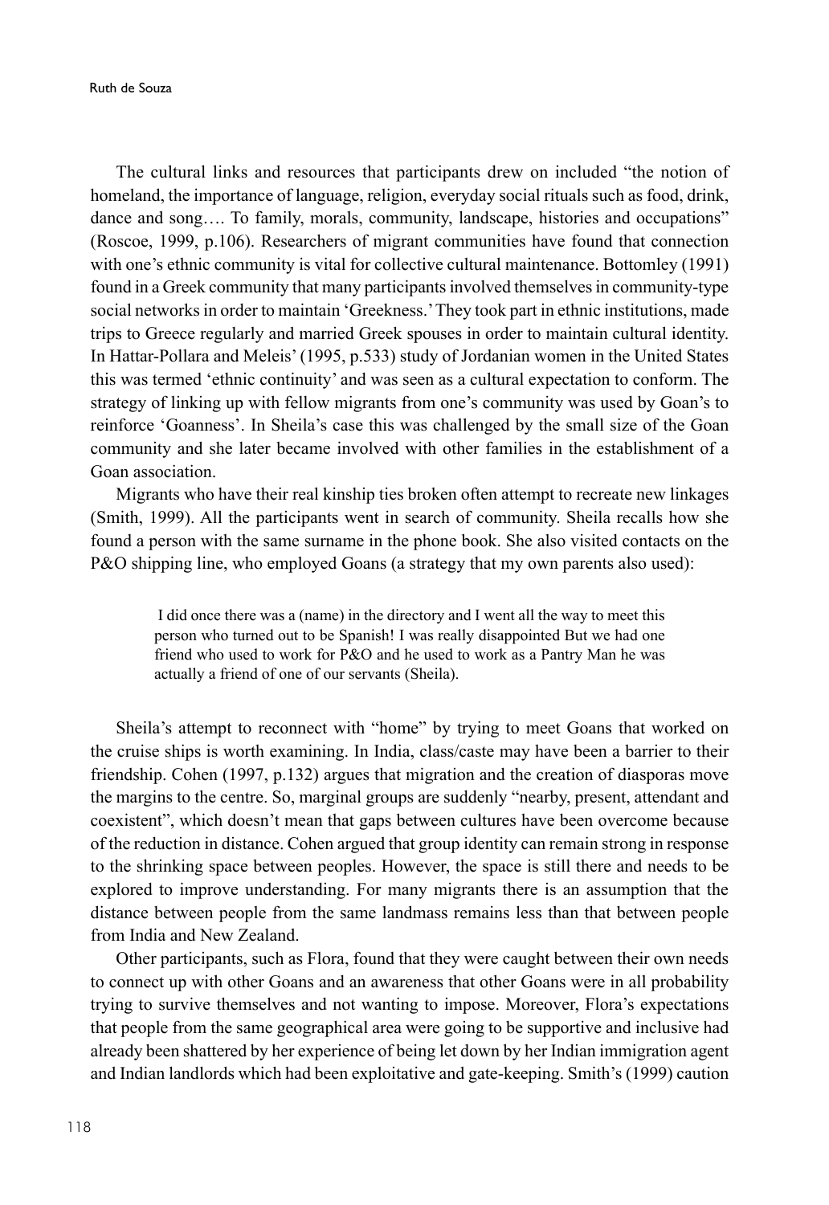The cultural links and resources that participants drew on included "the notion of homeland, the importance of language, religion, everyday social rituals such as food, drink, dance and song…. To family, morals, community, landscape, histories and occupations" (Roscoe, 1999, p.106). Researchers of migrant communities have found that connection with one's ethnic community is vital for collective cultural maintenance. Bottomley (1991) found in a Greek community that many participants involved themselves in community-type social networks in order to maintain 'Greekness.' They took part in ethnic institutions, made trips to Greece regularly and married Greek spouses in order to maintain cultural identity. In Hattar-Pollara and Meleis' (1995, p.533) study of Jordanian women in the United States this was termed 'ethnic continuity' and was seen as a cultural expectation to conform. The strategy of linking up with fellow migrants from one's community was used by Goan's to reinforce 'Goanness'. In Sheila's case this was challenged by the small size of the Goan community and she later became involved with other families in the establishment of a Goan association.

Migrants who have their real kinship ties broken often attempt to recreate new linkages (Smith, 1999). All the participants went in search of community. Sheila recalls how she found a person with the same surname in the phone book. She also visited contacts on the P&O shipping line, who employed Goans (a strategy that my own parents also used):

> I did once there was a (name) in the directory and I went all the way to meet this person who turned out to be Spanish! I was really disappointed But we had one friend who used to work for P&O and he used to work as a Pantry Man he was actually a friend of one of our servants (Sheila).

Sheila's attempt to reconnect with "home" by trying to meet Goans that worked on the cruise ships is worth examining. In India, class/caste may have been a barrier to their friendship. Cohen (1997, p.132) argues that migration and the creation of diasporas move the margins to the centre. So, marginal groups are suddenly "nearby, present, attendant and coexistent", which doesn't mean that gaps between cultures have been overcome because of the reduction in distance. Cohen argued that group identity can remain strong in response to the shrinking space between peoples. However, the space is still there and needs to be explored to improve understanding. For many migrants there is an assumption that the distance between people from the same landmass remains less than that between people from India and New Zealand.

Other participants, such as Flora, found that they were caught between their own needs to connect up with other Goans and an awareness that other Goans were in all probability trying to survive themselves and not wanting to impose. Moreover, Flora's expectations that people from the same geographical area were going to be supportive and inclusive had already been shattered by her experience of being let down by her Indian immigration agent and Indian landlords which had been exploitative and gate-keeping. Smith's (1999) caution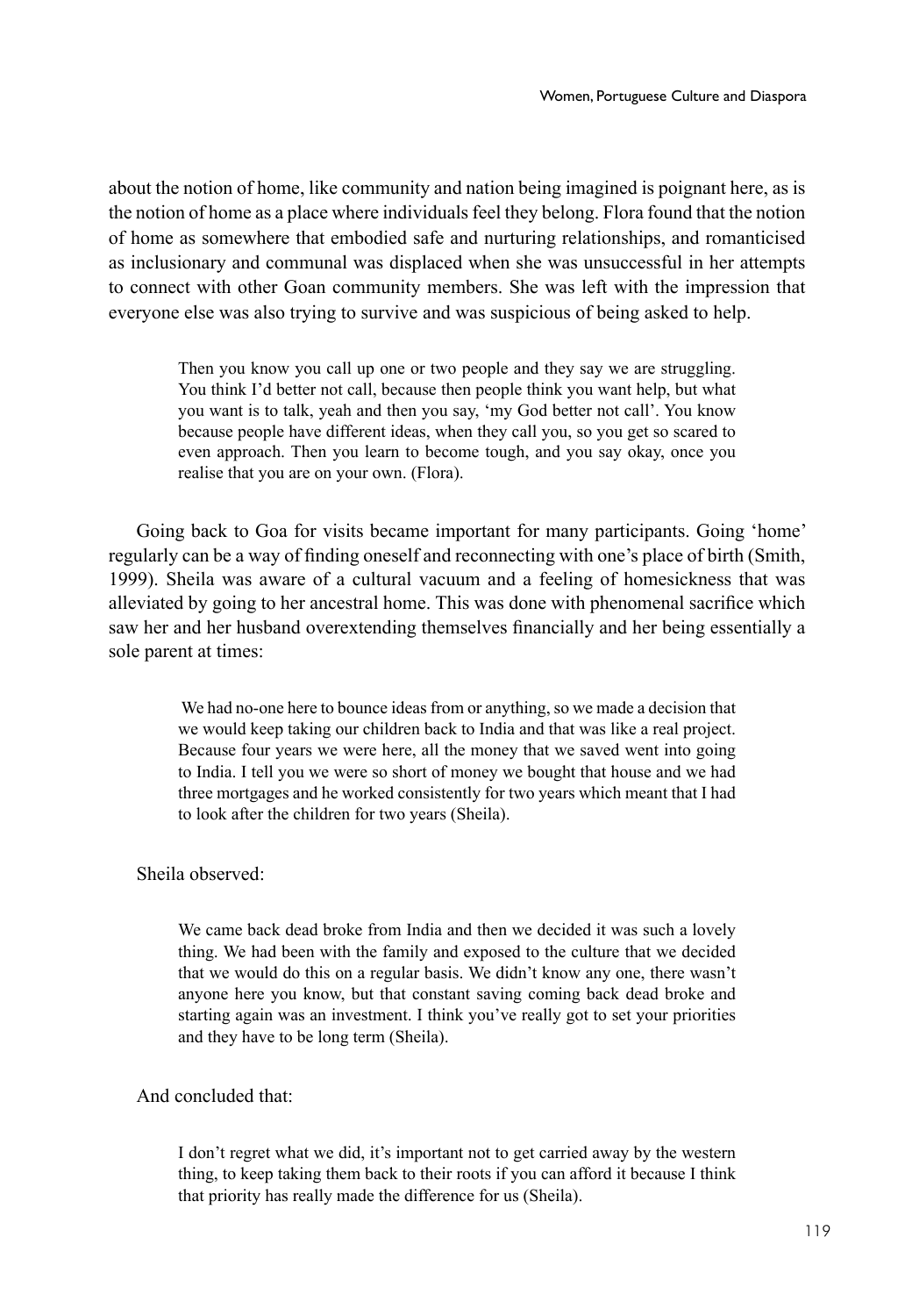about the notion of home, like community and nation being imagined is poignant here, as is the notion of home as a place where individuals feel they belong. Flora found that the notion of home as somewhere that embodied safe and nurturing relationships, and romanticised as inclusionary and communal was displaced when she was unsuccessful in her attempts to connect with other Goan community members. She was left with the impression that everyone else was also trying to survive and was suspicious of being asked to help.

> Then you know you call up one or two people and they say we are struggling. You think I'd better not call, because then people think you want help, but what you want is to talk, yeah and then you say, 'my God better not call'. You know because people have different ideas, when they call you, so you get so scared to even approach. Then you learn to become tough, and you say okay, once you realise that you are on your own. (Flora).

Going back to Goa for visits became important for many participants. Going 'home' regularly can be a way of finding oneself and reconnecting with one's place of birth (Smith, 1999). Sheila was aware of a cultural vacuum and a feeling of homesickness that was alleviated by going to her ancestral home. This was done with phenomenal sacrifice which saw her and her husband overextending themselves financially and her being essentially a sole parent at times:

> We had no-one here to bounce ideas from or anything, so we made a decision that we would keep taking our children back to India and that was like a real project. Because four years we were here, all the money that we saved went into going to India. I tell you we were so short of money we bought that house and we had three mortgages and he worked consistently for two years which meant that I had to look after the children for two years (Sheila).

Sheila observed:

> We came back dead broke from India and then we decided it was such a lovely thing. We had been with the family and exposed to the culture that we decided that we would do this on a regular basis. We didn't know any one, there wasn't anyone here you know, but that constant saving coming back dead broke and starting again was an investment. I think you've really got to set your priorities and they have to be long term (Sheila).

And concluded that:

> I don't regret what we did, it's important not to get carried away by the western thing, to keep taking them back to their roots if you can afford it because I think that priority has really made the difference for us (Sheila).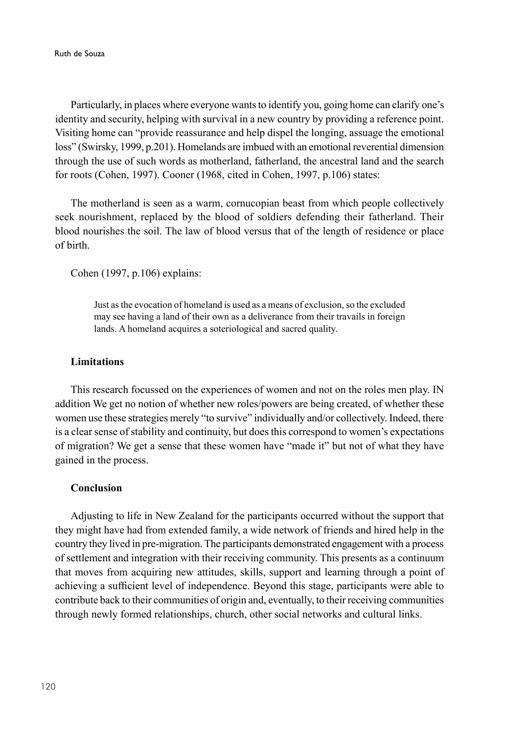Particularly, in places where everyone wants to identify you, going home can clarify one's identity and security, helping with survival in a new country by providing a reference point. Visiting home can "provide reassurance and help dispel the longing, assuage the emotional loss" (Swirsky, 1999, p.201). Homelands are imbued with an emotional reverential dimension through the use of such words as motherland, fatherland, the ancestral land and the search for roots (Cohen, 1997). Cooner (1968, cited in Cohen, 1997, p.106) states:

The motherland is seen as a warm, cornucopian beast from which people collectively seek nourishment, replaced by the blood of soldiers defending their fatherland. Their blood nourishes the soil. The law of blood versus that of the length of residence or place of birth.

Cohen (1997, p.106) explains:

> Just as the evocation of homeland is used as a means of exclusion, so the excluded may see having a land of their own as a deliverance from their travails in foreign lands. A homeland acquires a soteriological and sacred quality.

## Limitations

This research focussed on the experiences of women and not on the roles men play. IN addition We get no notion of whether new roles/powers are being created, of whether these women use these strategies merely "to survive" individually and/or collectively. Indeed, there is a clear sense of stability and continuity, but does this correspond to women's expectations of migration? We get a sense that these women have "made it" but not of what they have gained in the process.

## Conclusion

Adjusting to life in New Zealand for the participants occurred without the support that they might have had from extended family, a wide network of friends and hired help in the country they lived in pre-migration. The participants demonstrated engagement with a process of settlement and integration with their receiving community. This presents as a continuum that moves from acquiring new attitudes, skills, support and learning through a point of achieving a sufficient level of independence. Beyond this stage, participants were able to contribute back to their communities of origin and, eventually, to their receiving communities through newly formed relationships, church, other social networks and cultural links.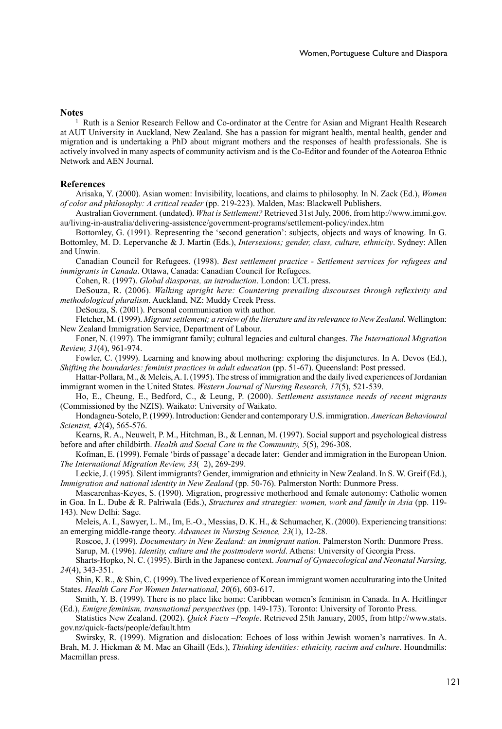## Notes

[1] Ruth is a Senior Research Fellow and Co-ordinator at the Centre for Asian and Migrant Health Research at AUT University in Auckland, New Zealand. She has a passion for migrant health, mental health, gender and migration and is undertaking a PhD about migrant mothers and the responses of health professionals. She is actively involved in many aspects of community activism and is the Co-Editor and founder of the Aotearoa Ethnic Network and AEN Journal.

## References

Arisaka, Y. (2000). Asian women: Invisibility, locations, and claims to philosophy. In N. Zack (Ed.), *Women of color and philosophy: A critical reader* (pp. 219-223). Malden, Mas: Blackwell Publishers.

Australian Government. (undated). *What is Settlement?* Retrieved 31st July, 2006, from http://www.immi.gov.au/living-in-australia/delivering-assistence/government-programs/settlement-policy/index.htm

Bottomley, G. (1991). Representing the 'second generation': subjects, objects and ways of knowing. In G. Bottomley, M. D. Lepervanche & J. Martin (Eds.), *Intersexions; gender, class, culture, ethnicity*. Sydney: Allen and Unwin.

Canadian Council for Refugees. (1998). *Best settlement practice - Settlement services for refugees and immigrants in Canada*. Ottawa, Canada: Canadian Council for Refugees.

Cohen, R. (1997). *Global diasporas, an introduction*. London: UCL press.

DeSouza, R. (2006). *Walking upright here: Countering prevailing discourses through reflexivity and methodological pluralism*. Auckland, NZ: Muddy Creek Press.

DeSouza, S. (2001). Personal communication with author.

Fletcher, M. (1999). *Migrant settlement; a review of the literature and its relevance to New Zealand*. Wellington: New Zealand Immigration Service, Department of Labour.

Foner, N. (1997). The immigrant family; cultural legacies and cultural changes. *The International Migration Review, 31*(4), 961-974.

Fowler, C. (1999). Learning and knowing about mothering: exploring the disjunctures. In A. Devos (Ed.), *Shifting the boundaries: feminist practices in adult education* (pp. 51-67). Queensland: Post pressed.

Hattar-Pollara, M., & Meleis, A. I. (1995). The stress of immigration and the daily lived experiences of Jordanian immigrant women in the United States. *Western Journal of Nursing Research, 17*(5), 521-539.

Ho, E., Cheung, E., Bedford, C., & Leung, P. (2000). *Settlement assistance needs of recent migrants* (Commissioned by the NZIS). Waikato: University of Waikato.

Hondagneu-Sotelo, P. (1999). Introduction: Gender and contemporary U.S. immigration. *American Behavioural Scientist, 42*(4), 565-576.

Kearns, R. A., Neuwelt, P. M., Hitchman, B., & Lennan, M. (1997). Social support and psychological distress before and after childbirth. *Health and Social Care in the Community, 5*(5), 296-308.

Kofman, E. (1999). Female 'birds of passage' a decade later: Gender and immigration in the European Union. *The International Migration Review, 33*( 2), 269-299.

Leckie, J. (1995). Silent immigrants? Gender, immigration and ethnicity in New Zealand. In S. W. Greif (Ed.), *Immigration and national identity in New Zealand* (pp. 50-76). Palmerston North: Dunmore Press.

Mascarenhas-Keyes, S. (1990). Migration, progressive motherhood and female autonomy: Catholic women in Goa. In L. Dube & R. Palriwala (Eds.), *Structures and strategies: women, work and family in Asia* (pp. 119-143). New Delhi: Sage.

Meleis, A. I., Sawyer, L. M., Im, E.-O., Messias, D. K. H., & Schumacher, K. (2000). Experiencing transitions: an emerging middle-range theory. *Advances in Nursing Science, 23*(1), 12-28.

Roscoe, J. (1999). *Documentary in New Zealand: an immigrant nation*. Palmerston North: Dunmore Press.

Sarup, M. (1996). *Identity, culture and the postmodern world*. Athens: University of Georgia Press.

Sharts-Hopko, N. C. (1995). Birth in the Japanese context. *Journal of Gynaecological and Neonatal Nursing, 24*(4), 343-351.

Shin, K. R., & Shin, C. (1999). The lived experience of Korean immigrant women acculturating into the United States. *Health Care For Women International, 20*(6), 603-617.

Smith, Y. B. (1999). There is no place like home: Caribbean women's feminism in Canada. In A. Heitlinger (Ed.), *Emigre feminism, transnational perspectives* (pp. 149-173). Toronto: University of Toronto Press.

Statistics New Zealand. (2002). *Quick Facts –People*. Retrieved 25th January, 2005, from http://www.stats.govt.nz/quick-facts/people/default.htm

Swirsky, R. (1999). Migration and dislocation: Echoes of loss within Jewish women's narratives. In A. Brah, M. J. Hickman & M. Mac an Ghaill (Eds.), *Thinking identities: ethnicity, racism and culture*. Houndmills: Macmillan press.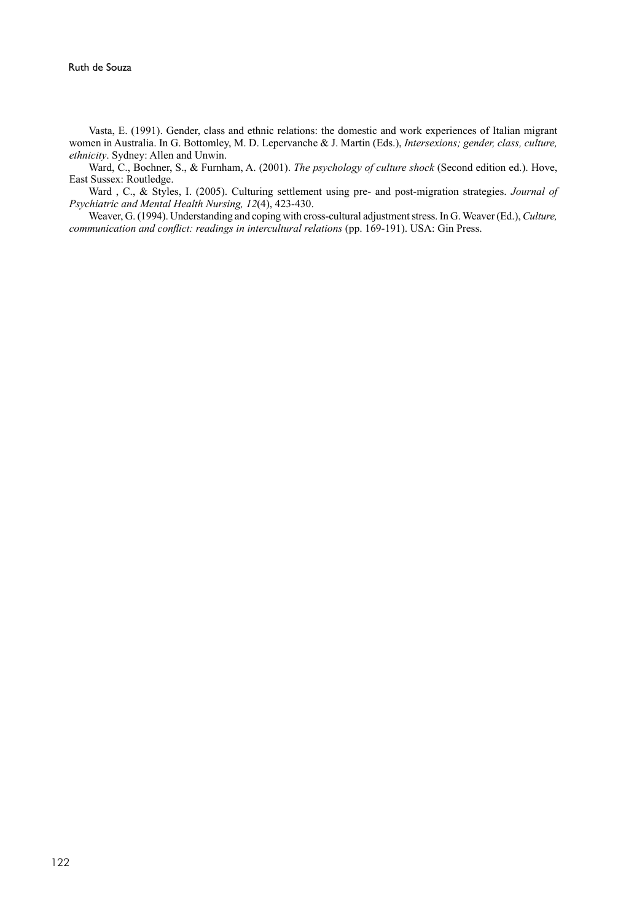Vasta, E. (1991). Gender, class and ethnic relations: the domestic and work experiences of Italian migrant women in Australia. In G. Bottomley, M. D. Lepervanche & J. Martin (Eds.), *Intersexions; gender, class, culture, ethnicity*. Sydney: Allen and Unwin.

Ward, C., Bochner, S., & Furnham, A. (2001). *The psychology of culture shock* (Second edition ed.). Hove, East Sussex: Routledge.

Ward , C., & Styles, I. (2005). Culturing settlement using pre- and post-migration strategies. *Journal of Psychiatric and Mental Health Nursing, 12*(4), 423-430.

Weaver, G. (1994). Understanding and coping with cross-cultural adjustment stress. In G. Weaver (Ed.), *Culture, communication and conflict: readings in intercultural relations* (pp. 169-191). USA: Gin Press.